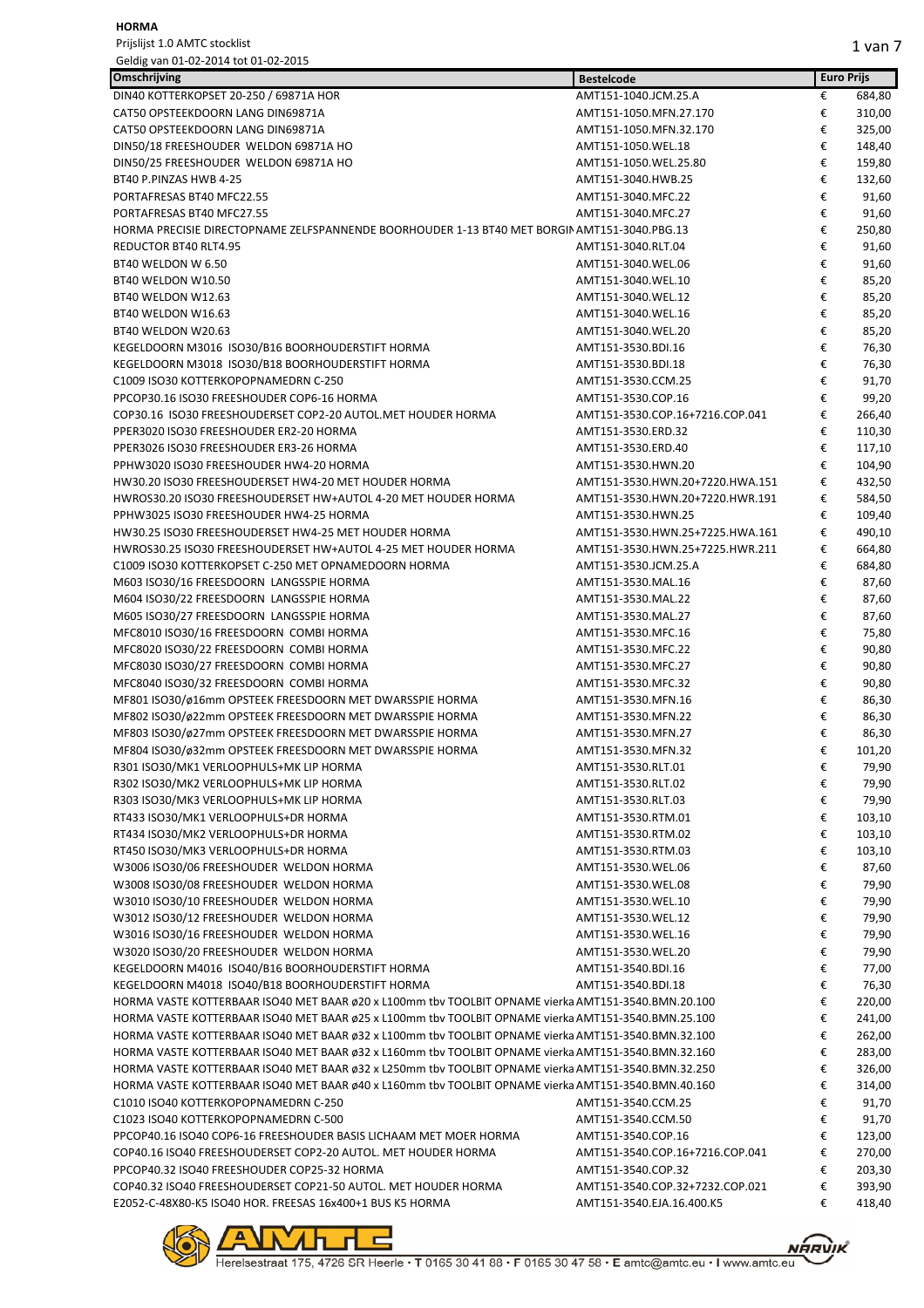**HORMA**

Prijslijst 1.0 AMTC stocklist

Geldig van 01-02-2014 tot 01-02-2015

| Omschrijving | Bestelcode | Euro Prijs | |
|---|---|---|---|
| DIN40 KOTTERKOPSET 20-250 / 69871A HOR | AMT151-1040.JCM.25.A | € | 684,80 |
| CAT50 OPSTEEKDOORN LANG DIN69871A | AMT151-1050.MFN.27.170 | € | 310,00 |
| CAT50 OPSTEEKDOORN LANG DIN69871A | AMT151-1050.MFN.32.170 | € | 325,00 |
| DIN50/18 FREESHOUDER WELDON 69871A HO | AMT151-1050.WEL.18 | € | 148,40 |
| DIN50/25 FREESHOUDER WELDON 69871A HO | AMT151-1050.WEL.25.80 | € | 159,80 |
| BT40 P.PINZAS HWB 4-25 | AMT151-3040.HWB.25 | € | 132,60 |
| PORTAFRESAS BT40 MFC22.55 | AMT151-3040.MFC.22 | € | 91,60 |
| PORTAFRESAS BT40 MFC27.55 | AMT151-3040.MFC.27 | € | 91,60 |
| HORMA PRECISIE DIRECTOPNAME ZELFSPANNENDE BOORHOUDER 1-13 BT40 MET BORGIN | AMT151-3040.PBG.13 | € | 250,80 |
| REDUCTOR BT40 RLT4.95 | AMT151-3040.RLT.04 | € | 91,60 |
| BT40 WELDON W 6.50 | AMT151-3040.WEL.06 | € | 91,60 |
| BT40 WELDON W10.50 | AMT151-3040.WEL.10 | € | 85,20 |
| BT40 WELDON W12.63 | AMT151-3040.WEL.12 | € | 85,20 |
| BT40 WELDON W16.63 | AMT151-3040.WEL.16 | € | 85,20 |
| BT40 WELDON W20.63 | AMT151-3040.WEL.20 | € | 85,20 |
| KEGELDOORN M3016 ISO30/B16 BOORHOUDERSTIFT HORMA | AMT151-3530.BDI.16 | € | 76,30 |
| KEGELDOORN M3018 ISO30/B18 BOORHOUDERSTIFT HORMA | AMT151-3530.BDI.18 | € | 76,30 |
| C1009 ISO30 KOTTERKOPOPNAMEDRN C-250 | AMT151-3530.CCM.25 | € | 91,70 |
| PPCOP30.16 ISO30 FREESHOUDER COP6-16 HORMA | AMT151-3530.COP.16 | € | 99,20 |
| COP30.16 ISO30 FREESHOUDERSET COP2-20 AUTOL.MET HOUDER HORMA | AMT151-3530.COP.16+7216.COP.041 | € | 266,40 |
| PPER3020 ISO30 FREESHOUDER ER2-20 HORMA | AMT151-3530.ERD.32 | € | 110,30 |
| PPER3026 ISO30 FREESHOUDER ER3-26 HORMA | AMT151-3530.ERD.40 | € | 117,10 |
| PPHW3020 ISO30 FREESHOUDER HW4-20 HORMA | AMT151-3530.HWN.20 | € | 104,90 |
| HW30.20 ISO30 FREESHOUDERSET HW4-20 MET HOUDER HORMA | AMT151-3530.HWN.20+7220.HWA.151 | € | 432,50 |
| HWROS30.20 ISO30 FREESHOUDERSET HW+AUTOL 4-20 MET HOUDER HORMA | AMT151-3530.HWN.20+7220.HWR.191 | € | 584,50 |
| PPHW3025 ISO30 FREESHOUDER HW4-25 HORMA | AMT151-3530.HWN.25 | € | 109,40 |
| HW30.25 ISO30 FREESHOUDERSET HW4-25 MET HOUDER HORMA | AMT151-3530.HWN.25+7225.HWA.161 | € | 490,10 |
| HWROS30.25 ISO30 FREESHOUDERSET HW+AUTOL 4-25 MET HOUDER HORMA | AMT151-3530.HWN.25+7225.HWR.211 | € | 664,80 |
| C1009 ISO30 KOTTERKOPSET C-250 MET OPNAMEDOORN HORMA | AMT151-3530.JCM.25.A | € | 684,80 |
| M603 ISO30/16 FREESDOORN LANGSSPIE HORMA | AMT151-3530.MAL.16 | € | 87,60 |
| M604 ISO30/22 FREESDOORN LANGSSPIE HORMA | AMT151-3530.MAL.22 | € | 87,60 |
| M605 ISO30/27 FREESDOORN LANGSSPIE HORMA | AMT151-3530.MAL.27 | € | 87,60 |
| MFC8010 ISO30/16 FREESDOORN COMBI HORMA | AMT151-3530.MFC.16 | € | 75,80 |
| MFC8020 ISO30/22 FREESDOORN COMBI HORMA | AMT151-3530.MFC.22 | € | 90,80 |
| MFC8030 ISO30/27 FREESDOORN COMBI HORMA | AMT151-3530.MFC.27 | € | 90,80 |
| MFC8040 ISO30/32 FREESDOORN COMBI HORMA | AMT151-3530.MFC.32 | € | 90,80 |
| MF801 ISO30/ø16mm OPSTEEK FREESDOORN MET DWARSSPIE HORMA | AMT151-3530.MFN.16 | € | 86,30 |
| MF802 ISO30/ø22mm OPSTEEK FREESDOORN MET DWARSSPIE HORMA | AMT151-3530.MFN.22 | € | 86,30 |
| MF803 ISO30/ø27mm OPSTEEK FREESDOORN MET DWARSSPIE HORMA | AMT151-3530.MFN.27 | € | 86,30 |
| MF804 ISO30/ø32mm OPSTEEK FREESDOORN MET DWARSSPIE HORMA | AMT151-3530.MFN.32 | € | 101,20 |
| R301 ISO30/MK1 VERLOOPHULS+MK LIP HORMA | AMT151-3530.RLT.01 | € | 79,90 |
| R302 ISO30/MK2 VERLOOPHULS+MK LIP HORMA | AMT151-3530.RLT.02 | € | 79,90 |
| R303 ISO30/MK3 VERLOOPHULS+MK LIP HORMA | AMT151-3530.RLT.03 | € | 79,90 |
| RT433 ISO30/MK1 VERLOOPHULS+DR HORMA | AMT151-3530.RTM.01 | € | 103,10 |
| RT434 ISO30/MK2 VERLOOPHULS+DR HORMA | AMT151-3530.RTM.02 | € | 103,10 |
| RT450 ISO30/MK3 VERLOOPHULS+DR HORMA | AMT151-3530.RTM.03 | € | 103,10 |
| W3006 ISO30/06 FREESHOUDER WELDON HORMA | AMT151-3530.WEL.06 | € | 87,60 |
| W3008 ISO30/08 FREESHOUDER WELDON HORMA | AMT151-3530.WEL.08 | € | 79,90 |
| W3010 ISO30/10 FREESHOUDER WELDON HORMA | AMT151-3530.WEL.10 | € | 79,90 |
| W3012 ISO30/12 FREESHOUDER WELDON HORMA | AMT151-3530.WEL.12 | € | 79,90 |
| W3016 ISO30/16 FREESHOUDER WELDON HORMA | AMT151-3530.WEL.16 | € | 79,90 |
| W3020 ISO30/20 FREESHOUDER WELDON HORMA | AMT151-3530.WEL.20 | € | 79,90 |
| KEGELDOORN M4016 ISO40/B16 BOORHOUDERSTIFT HORMA | AMT151-3540.BDI.16 | € | 77,00 |
| KEGELDOORN M4018 ISO40/B18 BOORHOUDERSTIFT HORMA | AMT151-3540.BDI.18 | € | 76,30 |
| HORMA VASTE KOTTERBAAR ISO40 MET BAAR ø20 x L100mm tbv TOOLBIT OPNAME vierka | AMT151-3540.BMN.20.100 | € | 220,00 |
| HORMA VASTE KOTTERBAAR ISO40 MET BAAR ø25 x L100mm tbv TOOLBIT OPNAME vierka | AMT151-3540.BMN.25.100 | € | 241,00 |
| HORMA VASTE KOTTERBAAR ISO40 MET BAAR ø32 x L100mm tbv TOOLBIT OPNAME vierka | AMT151-3540.BMN.32.100 | € | 262,00 |
| HORMA VASTE KOTTERBAAR ISO40 MET BAAR ø32 x L160mm tbv TOOLBIT OPNAME vierka | AMT151-3540.BMN.32.160 | € | 283,00 |
| HORMA VASTE KOTTERBAAR ISO40 MET BAAR ø32 x L250mm tbv TOOLBIT OPNAME vierka | AMT151-3540.BMN.32.250 | € | 326,00 |
| HORMA VASTE KOTTERBAAR ISO40 MET BAAR ø40 x L160mm tbv TOOLBIT OPNAME vierka | AMT151-3540.BMN.40.160 | € | 314,00 |
| C1010 ISO40 KOTTERKOPOPNAMEDRN C-250 | AMT151-3540.CCM.25 | € | 91,70 |
| C1023 ISO40 KOTTERKOPOPNAMEDRN C-500 | AMT151-3540.CCM.50 | € | 91,70 |
| PPCOP40.16 ISO40 COP6-16 FREESHOUDER BASIS LICHAAM MET MOER HORMA | AMT151-3540.COP.16 | € | 123,00 |
| COP40.16 ISO40 FREESHOUDERSET COP2-20 AUTOL. MET HOUDER HORMA | AMT151-3540.COP.16+7216.COP.041 | € | 270,00 |
| PPCOP40.32 ISO40 FREESHOUDER COP25-32 HORMA | AMT151-3540.COP.32 | € | 203,30 |
| COP40.32 ISO40 FREESHOUDERSET COP21-50 AUTOL. MET HOUDER HORMA | AMT151-3540.COP.32+7232.COP.021 | € | 393,90 |
| E2052-C-48X80-K5 ISO40 HOR. FREESAS 16x400+1 BUS K5 HORMA | AMT151-3540.EJA.16.400.K5 | € | 418,40 |

Herelsestraat 175, 4726 SR Heerle • T 0165 30 41 88 • F 0165 30 47 58 • E amtc@amtc.eu • I www.amtc.eu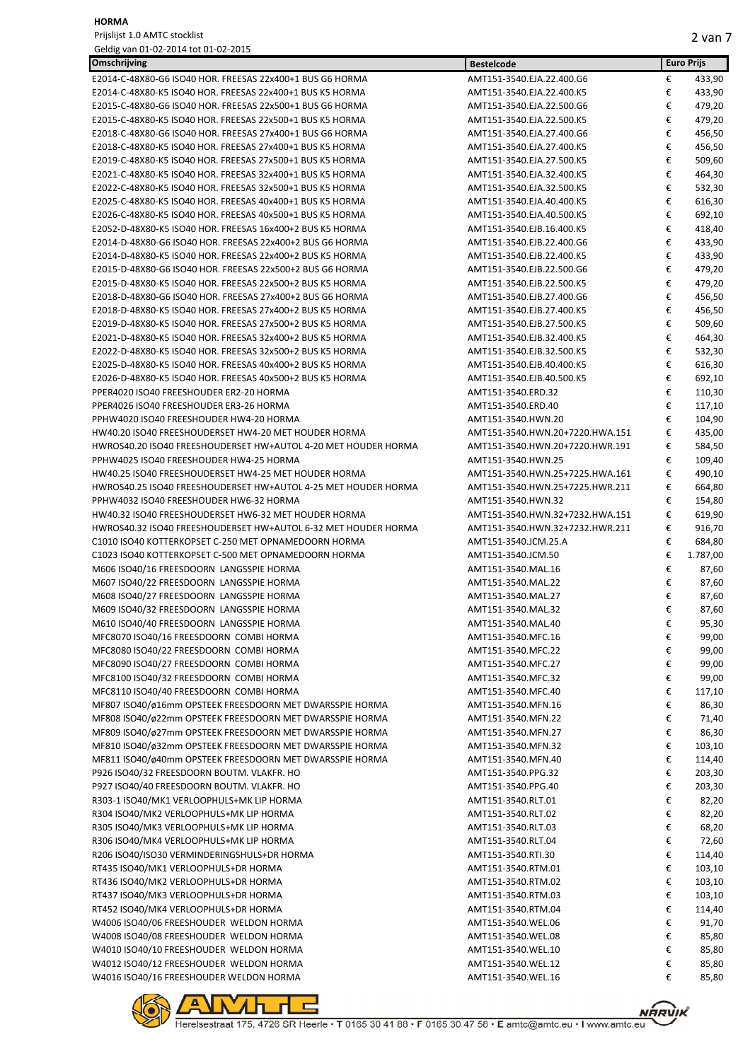**HORMA**

Prijslijst 1.0 AMTC stocklist

Geldig van 01-02-2014 tot 01-02-2015

| Omschrijving | Bestelcode | Euro Prijs |
|---|---|---|
| E2014-C-48X80-G6 ISO40 HOR. FREESAS 22x400+1 BUS G6 HORMA | AMT151-3540.EJA.22.400.G6 | € 433,90 |
| E2014-C-48X80-K5 ISO40 HOR. FREESAS 22x400+1 BUS K5 HORMA | AMT151-3540.EJA.22.400.K5 | € 433,90 |
| E2015-C-48X80-G6 ISO40 HOR. FREESAS 22x500+1 BUS G6 HORMA | AMT151-3540.EJA.22.500.G6 | € 479,20 |
| E2015-C-48X80-K5 ISO40 HOR. FREESAS 22x500+1 BUS K5 HORMA | AMT151-3540.EJA.22.500.K5 | € 479,20 |
| E2018-C-48X80-G6 ISO40 HOR. FREESAS 27x400+1 BUS G6 HORMA | AMT151-3540.EJA.27.400.G6 | € 456,50 |
| E2018-C-48X80-K5 ISO40 HOR. FREESAS 27x400+1 BUS K5 HORMA | AMT151-3540.EJA.27.400.K5 | € 456,50 |
| E2019-C-48X80-K5 ISO40 HOR. FREESAS 27x500+1 BUS K5 HORMA | AMT151-3540.EJA.27.500.K5 | € 509,60 |
| E2021-C-48X80-K5 ISO40 HOR. FREESAS 32x400+1 BUS K5 HORMA | AMT151-3540.EJA.32.400.K5 | € 464,30 |
| E2022-C-48X80-K5 ISO40 HOR. FREESAS 32x500+1 BUS K5 HORMA | AMT151-3540.EJA.32.500.K5 | € 532,30 |
| E2025-C-48X80-K5 ISO40 HOR. FREESAS 40x400+1 BUS K5 HORMA | AMT151-3540.EJA.40.400.K5 | € 616,30 |
| E2026-C-48X80-K5 ISO40 HOR. FREESAS 40x500+1 BUS K5 HORMA | AMT151-3540.EJA.40.500.K5 | € 692,10 |
| E2052-D-48X80-K5 ISO40 HOR. FREESAS 16x400+2 BUS K5 HORMA | AMT151-3540.EJB.16.400.K5 | € 418,40 |
| E2014-D-48X80-G6 ISO40 HOR. FREESAS 22x400+2 BUS G6 HORMA | AMT151-3540.EJB.22.400.G6 | € 433,90 |
| E2014-D-48X80-K5 ISO40 HOR. FREESAS 22x400+2 BUS K5 HORMA | AMT151-3540.EJB.22.400.K5 | € 433,90 |
| E2015-D-48X80-G6 ISO40 HOR. FREESAS 22x500+2 BUS G6 HORMA | AMT151-3540.EJB.22.500.G6 | € 479,20 |
| E2015-D-48X80-K5 ISO40 HOR. FREESAS 22x500+2 BUS K5 HORMA | AMT151-3540.EJB.22.500.K5 | € 479,20 |
| E2018-D-48X80-G6 ISO40 HOR. FREESAS 27x400+2 BUS G6 HORMA | AMT151-3540.EJB.27.400.G6 | € 456,50 |
| E2018-D-48X80-K5 ISO40 HOR. FREESAS 27x400+2 BUS K5 HORMA | AMT151-3540.EJB.27.400.K5 | € 456,50 |
| E2019-D-48X80-K5 ISO40 HOR. FREESAS 27x500+2 BUS K5 HORMA | AMT151-3540.EJB.27.500.K5 | € 509,60 |
| E2021-D-48X80-K5 ISO40 HOR. FREESAS 32x400+2 BUS K5 HORMA | AMT151-3540.EJB.32.400.K5 | € 464,30 |
| E2022-D-48X80-K5 ISO40 HOR. FREESAS 32x500+2 BUS K5 HORMA | AMT151-3540.EJB.32.500.K5 | € 532,30 |
| E2025-D-48X80-K5 ISO40 HOR. FREESAS 40x400+2 BUS K5 HORMA | AMT151-3540.EJB.40.400.K5 | € 616,30 |
| E2026-D-48X80-K5 ISO40 HOR. FREESAS 40x500+2 BUS K5 HORMA | AMT151-3540.EJB.40.500.K5 | € 692,10 |
| PPER4020 ISO40 FREESHOUDER ER2-20 HORMA | AMT151-3540.ERD.32 | € 110,30 |
| PPER4026 ISO40 FREESHOUDER ER3-26 HORMA | AMT151-3540.ERD.40 | € 117,10 |
| PPHW4020 ISO40 FREESHOUDER HW4-20 HORMA | AMT151-3540.HWN.20 | € 104,90 |
| HW40.20 ISO40 FREESHOUDERSET HW4-20 MET HOUDER HORMA | AMT151-3540.HWN.20+7220.HWA.151 | € 435,00 |
| HWROS40.20 ISO40 FREESHOUDERSET HW+AUTOL 4-20 MET HOUDER HORMA | AMT151-3540.HWN.20+7220.HWR.191 | € 584,50 |
| PPHW4025 ISO40 FREESHOUDER HW4-25 HORMA | AMT151-3540.HWN.25 | € 109,40 |
| HW40.25 ISO40 FREESHOUDERSET HW4-25 MET HOUDER HORMA | AMT151-3540.HWN.25+7225.HWA.161 | € 490,10 |
| HWROS40.25 ISO40 FREESHOUDERSET HW+AUTOL 4-25 MET HOUDER HORMA | AMT151-3540.HWN.25+7225.HWR.211 | € 664,80 |
| PPHW4032 ISO40 FREESHOUDER HW6-32 HORMA | AMT151-3540.HWN.32 | € 154,80 |
| HW40.32 ISO40 FREESHOUDERSET HW6-32 MET HOUDER HORMA | AMT151-3540.HWN.32+7232.HWA.151 | € 619,90 |
| HWROS40.32 ISO40 FREESHOUDERSET HW+AUTOL 6-32 MET HOUDER HORMA | AMT151-3540.HWN.32+7232.HWR.211 | € 916,70 |
| C1010 ISO40 KOTTERKOPSET C-250 MET OPNAMEDOORN HORMA | AMT151-3540.JCM.25.A | € 684,80 |
| C1023 ISO40 KOTTERKOPSET C-500 MET OPNAMEDOORN HORMA | AMT151-3540.JCM.50 | € 1.787,00 |
| M606 ISO40/16 FREESDOORN LANGSSPIE HORMA | AMT151-3540.MAL.16 | € 87,60 |
| M607 ISO40/22 FREESDOORN LANGSSPIE HORMA | AMT151-3540.MAL.22 | € 87,60 |
| M608 ISO40/27 FREESDOORN LANGSSPIE HORMA | AMT151-3540.MAL.27 | € 87,60 |
| M609 ISO40/32 FREESDOORN LANGSSPIE HORMA | AMT151-3540.MAL.32 | € 87,60 |
| M610 ISO40/40 FREESDOORN LANGSSPIE HORMA | AMT151-3540.MAL.40 | € 95,30 |
| MFC8070 ISO40/16 FREESDOORN COMBI HORMA | AMT151-3540.MFC.16 | € 99,00 |
| MFC8080 ISO40/22 FREESDOORN COMBI HORMA | AMT151-3540.MFC.22 | € 99,00 |
| MFC8090 ISO40/27 FREESDOORN COMBI HORMA | AMT151-3540.MFC.27 | € 99,00 |
| MFC8100 ISO40/32 FREESDOORN COMBI HORMA | AMT151-3540.MFC.32 | € 99,00 |
| MFC8110 ISO40/40 FREESDOORN COMBI HORMA | AMT151-3540.MFC.40 | € 117,10 |
| MF807 ISO40/ø16mm OPSTEEK FREESDOORN MET DWARSSPIE HORMA | AMT151-3540.MFN.16 | € 86,30 |
| MF808 ISO40/ø22mm OPSTEEK FREESDOORN MET DWARSSPIE HORMA | AMT151-3540.MFN.22 | € 71,40 |
| MF809 ISO40/ø27mm OPSTEEK FREESDOORN MET DWARSSPIE HORMA | AMT151-3540.MFN.27 | € 86,30 |
| MF810 ISO40/ø32mm OPSTEEK FREESDOORN MET DWARSSPIE HORMA | AMT151-3540.MFN.32 | € 103,10 |
| MF811 ISO40/ø40mm OPSTEEK FREESDOORN MET DWARSSPIE HORMA | AMT151-3540.MFN.40 | € 114,40 |
| P926 ISO40/32 FREESDOORN BOUTM. VLAKFR. HO | AMT151-3540.PPG.32 | € 203,30 |
| P927 ISO40/40 FREESDOORN BOUTM. VLAKFR. HO | AMT151-3540.PPG.40 | € 203,30 |
| R303-1 ISO40/MK1 VERLOOPHULS+MK LIP HORMA | AMT151-3540.RLT.01 | € 82,20 |
| R304 ISO40/MK2 VERLOOPHULS+MK LIP HORMA | AMT151-3540.RLT.02 | € 82,20 |
| R305 ISO40/MK3 VERLOOPHULS+MK LIP HORMA | AMT151-3540.RLT.03 | € 68,20 |
| R306 ISO40/MK4 VERLOOPHULS+MK LIP HORMA | AMT151-3540.RLT.04 | € 72,60 |
| R206 ISO40/ISO30 VERMINDERINGSHULS+DR HORMA | AMT151-3540.RTI.30 | € 114,40 |
| RT435 ISO40/MK1 VERLOOPHULS+DR HORMA | AMT151-3540.RTM.01 | € 103,10 |
| RT436 ISO40/MK2 VERLOOPHULS+DR HORMA | AMT151-3540.RTM.02 | € 103,10 |
| RT437 ISO40/MK3 VERLOOPHULS+DR HORMA | AMT151-3540.RTM.03 | € 103,10 |
| RT452 ISO40/MK4 VERLOOPHULS+DR HORMA | AMT151-3540.RTM.04 | € 114,40 |
| W4006 ISO40/06 FREESHOUDER WELDON HORMA | AMT151-3540.WEL.06 | € 91,70 |
| W4008 ISO40/08 FREESHOUDER WELDON HORMA | AMT151-3540.WEL.08 | € 85,80 |
| W4010 ISO40/10 FREESHOUDER WELDON HORMA | AMT151-3540.WEL.10 | € 85,80 |
| W4012 ISO40/12 FREESHOUDER WELDON HORMA | AMT151-3540.WEL.12 | € 85,80 |
| W4016 ISO40/16 FREESHOUDER WELDON HORMA | AMT151-3540.WEL.16 | € 85,80 |

Herelsestraat 175, 4726 SR Heerle • T 0165 30 41 88 • F 0165 30 47 58 • E amtc@amtc.eu • I www.amtc.eu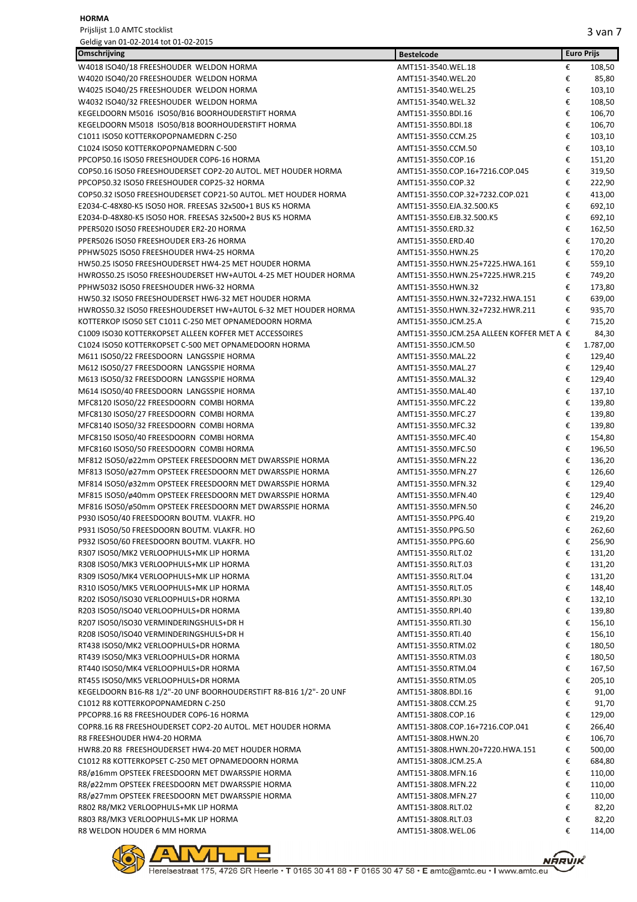**HORMA**

Prijslijst 1.0 AMTC stocklist

Geldig van 01-02-2014 tot 01-02-2015

| Omschrijving | Bestelcode | Euro Prijs | |
|---|---|---|---|
| W4018 ISO40/18 FREESHOUDER WELDON HORMA | AMT151-3540.WEL.18 | € | 108,50 |
| W4020 ISO40/20 FREESHOUDER WELDON HORMA | AMT151-3540.WEL.20 | € | 85,80 |
| W4025 ISO40/25 FREESHOUDER WELDON HORMA | AMT151-3540.WEL.25 | € | 103,10 |
| W4032 ISO40/32 FREESHOUDER WELDON HORMA | AMT151-3540.WEL.32 | € | 108,50 |
| KEGELDOORN M5016 ISO50/B16 BOORHOUDERSTIFT HORMA | AMT151-3550.BDI.16 | € | 106,70 |
| KEGELDOORN M5018 ISO50/B18 BOORHOUDERSTIFT HORMA | AMT151-3550.BDI.18 | € | 106,70 |
| C1011 ISO50 KOTTERKOPOPNAMEDRN C-250 | AMT151-3550.CCM.25 | € | 103,10 |
| C1024 ISO50 KOTTERKOPOPNAMEDRN C-500 | AMT151-3550.CCM.50 | € | 103,10 |
| PPCOP50.16 ISO50 FREESHOUDER COP6-16 HORMA | AMT151-3550.COP.16 | € | 151,20 |
| COP50.16 ISO50 FREESHOUDERSET COP2-20 AUTOL. MET HOUDER HORMA | AMT151-3550.COP.16+7216.COP.045 | € | 319,50 |
| PPCOP50.32 ISO50 FREESHOUDER COP25-32 HORMA | AMT151-3550.COP.32 | € | 222,90 |
| COP50.32 ISO50 FREESHOUDERSET COP21-50 AUTOL. MET HOUDER HORMA | AMT151-3550.COP.32+7232.COP.021 | € | 413,00 |
| E2034-C-48X80-K5 ISO50 HOR. FREESAS 32x500+1 BUS K5 HORMA | AMT151-3550.EJA.32.500.K5 | € | 692,10 |
| E2034-D-48X80-K5 ISO50 HOR. FREESAS 32x500+2 BUS K5 HORMA | AMT151-3550.EJB.32.500.K5 | € | 692,10 |
| PPER5020 ISO50 FREESHOUDER ER2-20 HORMA | AMT151-3550.ERD.32 | € | 162,50 |
| PPER5026 ISO50 FREESHOUDER ER3-26 HORMA | AMT151-3550.ERD.40 | € | 170,20 |
| PPHW5025 ISO50 FREESHOUDER HW4-25 HORMA | AMT151-3550.HWN.25 | € | 170,20 |
| HW50.25 ISO50 FREESHOUDERSET HW4-25 MET HOUDER HORMA | AMT151-3550.HWN.25+7225.HWA.161 | € | 559,10 |
| HWROS50.25 ISO50 FREESHOUDERSET HW+AUTOL 4-25 MET HOUDER HORMA | AMT151-3550.HWN.25+7225.HWR.215 | € | 749,20 |
| PPHW5032 ISO50 FREESHOUDER HW6-32 HORMA | AMT151-3550.HWN.32 | € | 173,80 |
| HW50.32 ISO50 FREESHOUDERSET HW6-32 MET HOUDER HORMA | AMT151-3550.HWN.32+7232.HWA.151 | € | 639,00 |
| HWROS50.32 ISO50 FREESHOUDERSET HW+AUTOL 6-32 MET HOUDER HORMA | AMT151-3550.HWN.32+7232.HWR.211 | € | 935,70 |
| KOTTERKOP ISO50 SET C1011 C-250 MET OPNAMEDOORN HORMA | AMT151-3550.JCM.25.A | € | 715,20 |
| C1009 ISO30 KOTTERKOPSET ALLEEN KOFFER MET ACCESSOIRES | AMT151-3550.JCM.25A ALLEEN KOFFER MET A | € | 84,30 |
| C1024 ISO50 KOTTERKOPSET C-500 MET OPNAMEDOORN HORMA | AMT151-3550.JCM.50 | € | 1.787,00 |
| M611 ISO50/22 FREESDOORN LANGSSPIE HORMA | AMT151-3550.MAL.22 | € | 129,40 |
| M612 ISO50/27 FREESDOORN LANGSSPIE HORMA | AMT151-3550.MAL.27 | € | 129,40 |
| M613 ISO50/32 FREESDOORN LANGSSPIE HORMA | AMT151-3550.MAL.32 | € | 129,40 |
| M614 ISO50/40 FREESDOORN LANGSSPIE HORMA | AMT151-3550.MAL.40 | € | 137,10 |
| MFC8120 ISO50/22 FREESDOORN COMBI HORMA | AMT151-3550.MFC.22 | € | 139,80 |
| MFC8130 ISO50/27 FREESDOORN COMBI HORMA | AMT151-3550.MFC.27 | € | 139,80 |
| MFC8140 ISO50/32 FREESDOORN COMBI HORMA | AMT151-3550.MFC.32 | € | 139,80 |
| MFC8150 ISO50/40 FREESDOORN COMBI HORMA | AMT151-3550.MFC.40 | € | 154,80 |
| MFC8160 ISO50/50 FREESDOORN COMBI HORMA | AMT151-3550.MFC.50 | € | 196,50 |
| MF812 ISO50/ø22mm OPSTEEK FREESDOORN MET DWARSSPIE HORMA | AMT151-3550.MFN.22 | € | 136,20 |
| MF813 ISO50/ø27mm OPSTEEK FREESDOORN MET DWARSSPIE HORMA | AMT151-3550.MFN.27 | € | 126,60 |
| MF814 ISO50/ø32mm OPSTEEK FREESDOORN MET DWARSSPIE HORMA | AMT151-3550.MFN.32 | € | 129,40 |
| MF815 ISO50/ø40mm OPSTEEK FREESDOORN MET DWARSSPIE HORMA | AMT151-3550.MFN.40 | € | 129,40 |
| MF816 ISO50/ø50mm OPSTEEK FREESDOORN MET DWARSSPIE HORMA | AMT151-3550.MFN.50 | € | 246,20 |
| P930 ISO50/40 FREESDOORN BOUTM. VLAKFR. HO | AMT151-3550.PPG.40 | € | 219,20 |
| P931 ISO50/50 FREESDOORN BOUTM. VLAKFR. HO | AMT151-3550.PPG.50 | € | 262,60 |
| P932 ISO50/60 FREESDOORN BOUTM. VLAKFR. HO | AMT151-3550.PPG.60 | € | 256,90 |
| R307 ISO50/MK2 VERLOOPHULS+MK LIP HORMA | AMT151-3550.RLT.02 | € | 131,20 |
| R308 ISO50/MK3 VERLOOPHULS+MK LIP HORMA | AMT151-3550.RLT.03 | € | 131,20 |
| R309 ISO50/MK4 VERLOOPHULS+MK LIP HORMA | AMT151-3550.RLT.04 | € | 131,20 |
| R310 ISO50/MK5 VERLOOPHULS+MK LIP HORMA | AMT151-3550.RLT.05 | € | 148,40 |
| R202 ISO50/ISO30 VERLOOPHULS+DR HORMA | AMT151-3550.RPI.30 | € | 132,10 |
| R203 ISO50/ISO40 VERLOOPHULS+DR HORMA | AMT151-3550.RPI.40 | € | 139,80 |
| R207 ISO50/ISO30 VERMINDERINGSHULS+DR H | AMT151-3550.RTI.30 | € | 156,10 |
| R208 ISO50/ISO40 VERMINDERINGSHULS+DR H | AMT151-3550.RTI.40 | € | 156,10 |
| RT438 ISO50/MK2 VERLOOPHULS+DR HORMA | AMT151-3550.RTM.02 | € | 180,50 |
| RT439 ISO50/MK3 VERLOOPHULS+DR HORMA | AMT151-3550.RTM.03 | € | 180,50 |
| RT440 ISO50/MK4 VERLOOPHULS+DR HORMA | AMT151-3550.RTM.04 | € | 167,50 |
| RT455 ISO50/MK5 VERLOOPHULS+DR HORMA | AMT151-3550.RTM.05 | € | 205,10 |
| KEGELDOORN B16-R8 1/2"-20 UNF BOORHOUDERSTIFT R8-B16 1/2"- 20 UNF | AMT151-3808.BDI.16 | € | 91,00 |
| C1012 R8 KOTTERKOPOPNAMEDRN C-250 | AMT151-3808.CCM.25 | € | 91,70 |
| PPCOPR8.16 R8 FREESHOUDER COP6-16 HORMA | AMT151-3808.COP.16 | € | 129,00 |
| COPR8.16 R8 FREESHOUDERSET COP2-20 AUTOL. MET HOUDER HORMA | AMT151-3808.COP.16+7216.COP.041 | € | 266,40 |
| R8 FREESHOUDER HW4-20 HORMA | AMT151-3808.HWN.20 | € | 106,70 |
| HWR8.20 R8 FREESHOUDERSET HW4-20 MET HOUDER HORMA | AMT151-3808.HWN.20+7220.HWA.151 | € | 500,00 |
| C1012 R8 KOTTERKOPSET C-250 MET OPNAMEDOORN HORMA | AMT151-3808.JCM.25.A | € | 684,80 |
| R8/ø16mm OPSTEEK FREESDOORN MET DWARSSPIE HORMA | AMT151-3808.MFN.16 | € | 110,00 |
| R8/ø22mm OPSTEEK FREESDOORN MET DWARSSPIE HORMA | AMT151-3808.MFN.22 | € | 110,00 |
| R8/ø27mm OPSTEEK FREESDOORN MET DWARSSPIE HORMA | AMT151-3808.MFN.27 | € | 110,00 |
| R802 R8/MK2 VERLOOPHULS+MK LIP HORMA | AMT151-3808.RLT.02 | € | 82,20 |
| R803 R8/MK3 VERLOOPHULS+MK LIP HORMA | AMT151-3808.RLT.03 | € | 82,20 |
| R8 WELDON HOUDER 6 MM HORMA | AMT151-3808.WEL.06 | € | 114,00 |

Herelsestraat 175, 4726 SR Heerle • T 0165 30 41 88 • F 0165 30 47 58 • E amtc@amtc.eu • I www.amtc.eu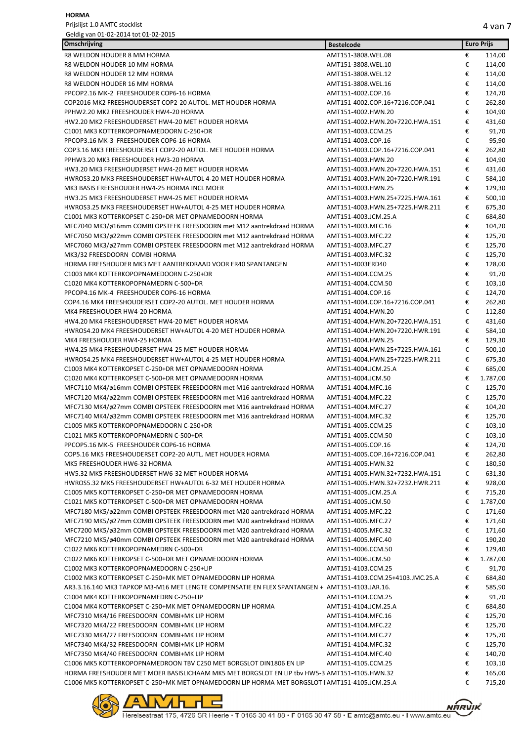**HORMA**

Prijslijst 1.0 AMTC stocklist

Geldig van 01-02-2014 tot 01-02-2015

| Omschrijving | Bestelcode | Euro Prijs |
|---|---|---|
| R8 WELDON HOUDER 8 MM HORMA | AMT151-3808.WEL.08 | € 114,00 |
| R8 WELDON HOUDER 10 MM HORMA | AMT151-3808.WEL.10 | € 114,00 |
| R8 WELDON HOUDER 12 MM HORMA | AMT151-3808.WEL.12 | € 114,00 |
| R8 WELDON HOUDER 16 MM HORMA | AMT151-3808.WEL.16 | € 114,00 |
| PPCOP2.16 MK-2 FREESHOUDER COP6-16 HORMA | AMT151-4002.COP.16 | € 124,70 |
| COP2016 MK2 FREESHOUDERSET COP2-20 AUTOL. MET HOUDER HORMA | AMT151-4002.COP.16+7216.COP.041 | € 262,80 |
| PPHW2.20 MK2 FREESHOUDER HW4-20 HORMA | AMT151-4002.HWN.20 | € 104,90 |
| HW2.20 MK2 FREESHOUDERSET HW4-20 MET HOUDER HORMA | AMT151-4002.HWN.20+7220.HWA.151 | € 431,60 |
| C1001 MK3 KOTTERKOPOPNAMEDOORN C-250+DR | AMT151-4003.CCM.25 | € 91,70 |
| PPCOP3.16 MK-3 FREESHOUDER COP6-16 HORMA | AMT151-4003.COP.16 | € 95,90 |
| COP3.16 MK3 FREESHOUDERSET COP2-20 AUTOL. MET HOUDER HORMA | AMT151-4003.COP.16+7216.COP.041 | € 262,80 |
| PPHW3.20 MK3 FREESHOUDER HW3-20 HORMA | AMT151-4003.HWN.20 | € 104,90 |
| HW3.20 MK3 FREESHOUDERSET HW4-20 MET HOUDER HORMA | AMT151-4003.HWN.20+7220.HWA.151 | € 431,60 |
| HWROS3.20 MK3 FREESHOUDERSET HW+AUTOL 4-20 MET HOUDER HORMA | AMT151-4003.HWN.20+7220.HWR.191 | € 584,10 |
| MK3 BASIS FREESHOUDER HW4-25 HORMA INCL MOER | AMT151-4003.HWN.25 | € 129,30 |
| HW3.25 MK3 FREESHOUDERSET HW4-25 MET HOUDER HORMA | AMT151-4003.HWN.25+7225.HWA.161 | € 500,10 |
| HWROS3.25 MK3 FREESHOUDERSET HW+AUTOL 4-25 MET HOUDER HORMA | AMT151-4003.HWN.25+7225.HWR.211 | € 675,30 |
| C1001 MK3 KOTTERKOPSET C-250+DR MET OPNAMEDOORN HORMA | AMT151-4003.JCM.25.A | € 684,80 |
| MFC7040 MK3/ø16mm COMBI OPSTEEK FREESDOORN met M12 aantrekdraad HORMA | AMT151-4003.MFC.16 | € 104,20 |
| MFC7050 MK3/ø22mm COMBI OPSTEEK FREESDOORN met M12 aantrekdraad HORMA | AMT151-4003.MFC.22 | € 125,70 |
| MFC7060 MK3/ø27mm COMBI OPSTEEK FREESDOORN met M12 aantrekdraad HORMA | AMT151-4003.MFC.27 | € 125,70 |
| MK3/32 FREESDOORN COMBI HORMA | AMT151-4003.MFC.32 | € 125,70 |
| HORMA FREESHOUDER MK3 MET AANTREKDRAAD VOOR ER40 SPANTANGEN | AMT151-4003ERD40 | € 128,00 |
| C1003 MK4 KOTTERKOPOPNAMEDOORN C-250+DR | AMT151-4004.CCM.25 | € 91,70 |
| C1020 MK4 KOTTERKOPOPNAMEDRN C-500+DR | AMT151-4004.CCM.50 | € 103,10 |
| PPCOP4.16 MK-4 FREESHOUDER COP6-16 HORMA | AMT151-4004.COP.16 | € 124,70 |
| COP4.16 MK4 FREESHOUDERSET COP2-20 AUTOL. MET HOUDER HORMA | AMT151-4004.COP.16+7216.COP.041 | € 262,80 |
| MK4 FREESHOUDER HW4-20 HORMA | AMT151-4004.HWN.20 | € 112,80 |
| HW4.20 MK4 FREESHOUDERSET HW4-20 MET HOUDER HORMA | AMT151-4004.HWN.20+7220.HWA.151 | € 431,60 |
| HWROS4.20 MK4 FREESHOUDERSET HW+AUTOL 4-20 MET HOUDER HORMA | AMT151-4004.HWN.20+7220.HWR.191 | € 584,10 |
| MK4 FREESHOUDER HW4-25 HORMA | AMT151-4004.HWN.25 | € 129,30 |
| HW4.25 MK4 FREESHOUDERSET HW4-25 MET HOUDER HORMA | AMT151-4004.HWN.25+7225.HWA.161 | € 500,10 |
| HWROS4.25 MK4 FREESHOUDERSET HW+AUTOL 4-25 MET HOUDER HORMA | AMT151-4004.HWN.25+7225.HWR.211 | € 675,30 |
| C1003 MK4 KOTTERKOPSET C-250+DR MET OPNAMEDOORN HORMA | AMT151-4004.JCM.25.A | € 685,00 |
| C1020 MK4 KOTTERKOPSET C-500+DR MET OPNAMEDOORN HORMA | AMT151-4004.JCM.50 | € 1.787,00 |
| MFC7110 MK4/ø16mm COMBI OPSTEEK FREESDOORN met M16 aantrekdraad HORMA | AMT151-4004.MFC.16 | € 125,70 |
| MFC7120 MK4/ø22mm COMBI OPSTEEK FREESDOORN met M16 aantrekdraad HORMA | AMT151-4004.MFC.22 | € 125,70 |
| MFC7130 MK4/ø27mm COMBI OPSTEEK FREESDOORN met M16 aantrekdraad HORMA | AMT151-4004.MFC.27 | € 104,20 |
| MFC7140 MK4/ø32mm COMBI OPSTEEK FREESDOORN met M16 aantrekdraad HORMA | AMT151-4004.MFC.32 | € 125,70 |
| C1005 MK5 KOTTERKOPOPNAMEDOORN C-250+DR | AMT151-4005.CCM.25 | € 103,10 |
| C1021 MK5 KOTTERKOPOPNAMEDRN C-500+DR | AMT151-4005.CCM.50 | € 103,10 |
| PPCOP5.16 MK-5 FREESHOUDER COP6-16 HORMA | AMT151-4005.COP.16 | € 124,70 |
| COP5.16 MK5 FREESHOUDERSET COP2-20 AUTL. MET HOUDER HORMA | AMT151-4005.COP.16+7216.COP.041 | € 262,80 |
| MK5 FREESHOUDER HW6-32 HORMA | AMT151-4005.HWN.32 | € 180,50 |
| HW5.32 MK5 FREESHOUDERSET HW6-32 MET HOUDER HORMA | AMT151-4005.HWN.32+7232.HWA.151 | € 631,30 |
| HWROS5.32 MK5 FREESHOUDERSET HW+AUTOL 6-32 MET HOUDER HORMA | AMT151-4005.HWN.32+7232.HWR.211 | € 928,00 |
| C1005 MK5 KOTTERKOPSET C-250+DR MET OPNAMEDOORN HORMA | AMT151-4005.JCM.25.A | € 715,20 |
| C1021 MK5 KOTTERKOPSET C-500+DR MET OPNAMEDOORN HORMA | AMT151-4005.JCM.50 | € 1.787,00 |
| MFC7180 MK5/ø22mm COMBI OPSTEEK FREESDOORN met M20 aantrekdraad HORMA | AMT151-4005.MFC.22 | € 171,60 |
| MFC7190 MK5/ø27mm COMBI OPSTEEK FREESDOORN met M20 aantrekdraad HORMA | AMT151-4005.MFC.27 | € 171,60 |
| MFC7200 MK5/ø32mm COMBI OPSTEEK FREESDOORN met M20 aantrekdraad HORMA | AMT151-4005.MFC.32 | € 171,60 |
| MFC7210 MK5/ø40mm COMBI OPSTEEK FREESDOORN met M20 aantrekdraad HORMA | AMT151-4005.MFC.40 | € 190,20 |
| C1022 MK6 KOTTERKOPOPNAMEDRN C-500+DR | AMT151-4006.CCM.50 | € 129,40 |
| C1022 MK6 KOTTERKOPSET C-500+DR MET OPNAMEDOORN HORMA | AMT151-4006.JCM.50 | € 1.787,00 |
| C1002 MK3 KOTTERKOPOPNAMEDOORN C-250+LIP | AMT151-4103.CCM.25 | € 91,70 |
| C1002 MK3 KOTTERKOPSET C-250+MK MET OPNAMEDOORN LIP HORMA | AMT151-4103.CCM.25+4103.JMC.25.A | € 684,80 |
| AR3.3.16.140 MK3 TAPKOP M3-M16 MET LENGTE COMPENSATIE EN FLEX SPANTANGEN + | AMT151-4103.JAR.16. | € 585,90 |
| C1004 MK4 KOTTERKOPOPNAMEDOORN C-250+LIP | AMT151-4104.CCM.25 | € 91,70 |
| C1004 MK4 KOTTERKOPSET C-250+MK MET OPNAMEDOORN LIP HORMA | AMT151-4104.JCM.25.A | € 684,80 |
| MFC7310 MK4/16 FREESDOORN COMBI+MK LIP HORM | AMT151-4104.MFC.16 | € 125,70 |
| MFC7320 MK4/22 FREESDOORN COMBI+MK LIP HORM | AMT151-4104.MFC.22 | € 125,70 |
| MFC7330 MK4/27 FREESDOORN COMBI+MK LIP HORM | AMT151-4104.MFC.27 | € 125,70 |
| MFC7340 MK4/32 FREESDOORN COMBI+MK LIP HORM | AMT151-4104.MFC.32 | € 125,70 |
| MFC7350 MK4/40 FREESDOORN COMBI+MK LIP HORM | AMT151-4104.MFC.40 | € 140,70 |
| C1006 MK5 KOTTERKOPOPNAMEDROON TBV C250 MET BORGSLOT DIN1806 EN LIP | AMT151-4105.CCM.25 | € 103,10 |
| HORMA FREESHOUDER MET MOER BASISLICHAAM MK5 MET BORGSLOT EN LIP tbv HW5-3 | AMT151-4105.HWN.32 | € 165,00 |
| C1006 MK5 KOTTERKOPSET C-250+MK MET OPNAMEDOORN LIP HORMA MET BORGSLOT [ | AMT151-4105.JCM.25.A | € 715,20 |

Herelsestraat 175, 4726 SR Heerle • T 0165 30 41 88 • F 0165 30 47 58 • E amtc@amtc.eu • I www.amtc.eu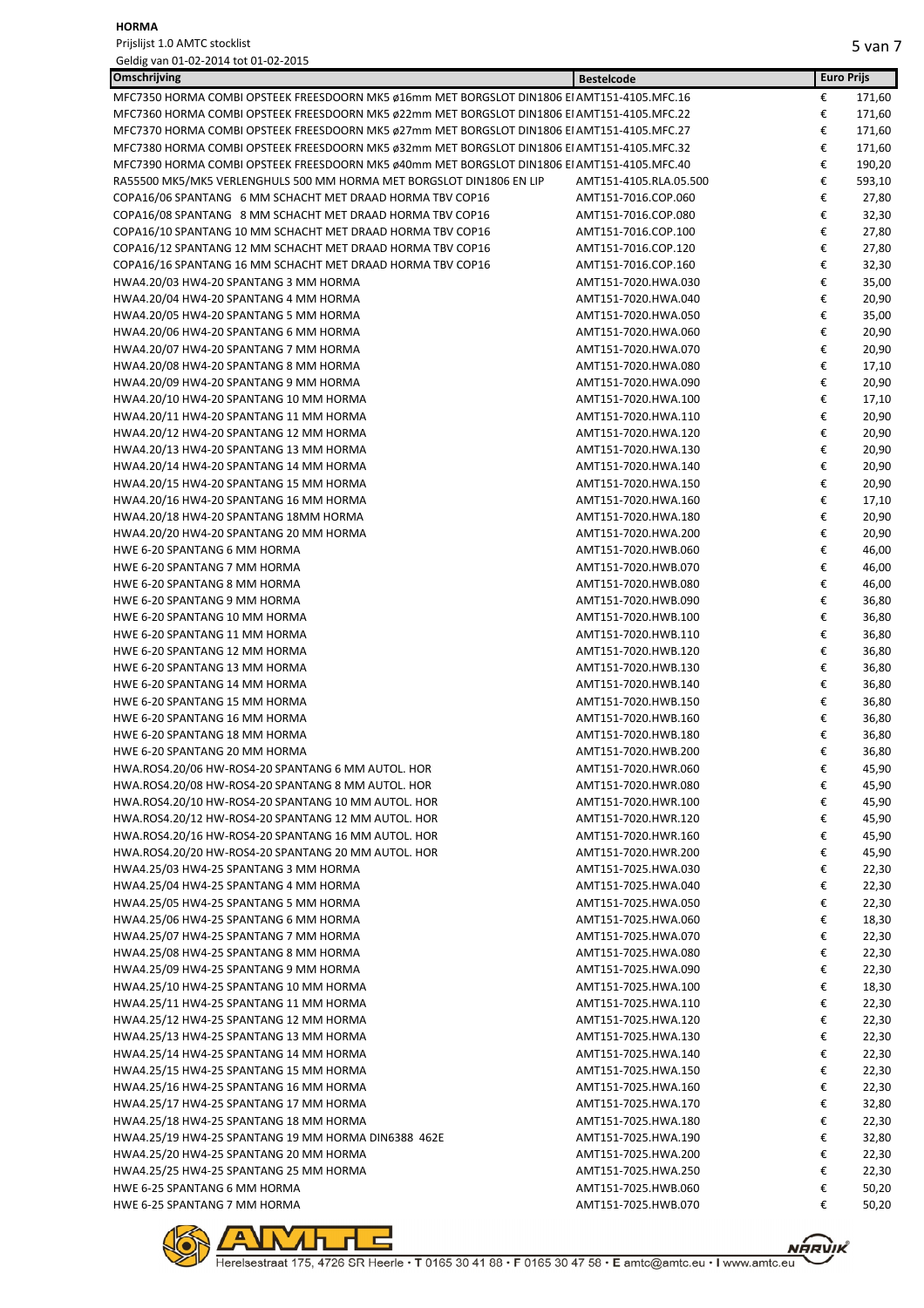**HORMA**

Prijslijst 1.0 AMTC stocklist

Geldig van 01-02-2014 tot 01-02-2015

| Omschrijving | Bestelcode | Euro Prijs | |
|---|---|---|---|
| MFC7350 HORMA COMBI OPSTEEK FREESDOORN MK5 ø16mm MET BORGSLOT DIN1806 EI | AMT151-4105.MFC.16 | € | 171,60 |
| MFC7360 HORMA COMBI OPSTEEK FREESDOORN MK5 ø22mm MET BORGSLOT DIN1806 EI | AMT151-4105.MFC.22 | € | 171,60 |
| MFC7370 HORMA COMBI OPSTEEK FREESDOORN MK5 ø27mm MET BORGSLOT DIN1806 EI | AMT151-4105.MFC.27 | € | 171,60 |
| MFC7380 HORMA COMBI OPSTEEK FREESDOORN MK5 ø32mm MET BORGSLOT DIN1806 EI | AMT151-4105.MFC.32 | € | 171,60 |
| MFC7390 HORMA COMBI OPSTEEK FREESDOORN MK5 ø40mm MET BORGSLOT DIN1806 EI | AMT151-4105.MFC.40 | € | 190,20 |
| RA55500 MK5/MK5 VERLENGHULS 500 MM HORMA MET BORGSLOT DIN1806 EN LIP | AMT151-4105.RLA.05.500 | € | 593,10 |
| COPA16/06 SPANTANG 6 MM SCHACHT MET DRAAD HORMA TBV COP16 | AMT151-7016.COP.060 | € | 27,80 |
| COPA16/08 SPANTANG 8 MM SCHACHT MET DRAAD HORMA TBV COP16 | AMT151-7016.COP.080 | € | 32,30 |
| COPA16/10 SPANTANG 10 MM SCHACHT MET DRAAD HORMA TBV COP16 | AMT151-7016.COP.100 | € | 27,80 |
| COPA16/12 SPANTANG 12 MM SCHACHT MET DRAAD HORMA TBV COP16 | AMT151-7016.COP.120 | € | 27,80 |
| COPA16/16 SPANTANG 16 MM SCHACHT MET DRAAD HORMA TBV COP16 | AMT151-7016.COP.160 | € | 32,30 |
| HWA4.20/03 HW4-20 SPANTANG 3 MM HORMA | AMT151-7020.HWA.030 | € | 35,00 |
| HWA4.20/04 HW4-20 SPANTANG 4 MM HORMA | AMT151-7020.HWA.040 | € | 20,90 |
| HWA4.20/05 HW4-20 SPANTANG 5 MM HORMA | AMT151-7020.HWA.050 | € | 35,00 |
| HWA4.20/06 HW4-20 SPANTANG 6 MM HORMA | AMT151-7020.HWA.060 | € | 20,90 |
| HWA4.20/07 HW4-20 SPANTANG 7 MM HORMA | AMT151-7020.HWA.070 | € | 20,90 |
| HWA4.20/08 HW4-20 SPANTANG 8 MM HORMA | AMT151-7020.HWA.080 | € | 17,10 |
| HWA4.20/09 HW4-20 SPANTANG 9 MM HORMA | AMT151-7020.HWA.090 | € | 20,90 |
| HWA4.20/10 HW4-20 SPANTANG 10 MM HORMA | AMT151-7020.HWA.100 | € | 17,10 |
| HWA4.20/11 HW4-20 SPANTANG 11 MM HORMA | AMT151-7020.HWA.110 | € | 20,90 |
| HWA4.20/12 HW4-20 SPANTANG 12 MM HORMA | AMT151-7020.HWA.120 | € | 20,90 |
| HWA4.20/13 HW4-20 SPANTANG 13 MM HORMA | AMT151-7020.HWA.130 | € | 20,90 |
| HWA4.20/14 HW4-20 SPANTANG 14 MM HORMA | AMT151-7020.HWA.140 | € | 20,90 |
| HWA4.20/15 HW4-20 SPANTANG 15 MM HORMA | AMT151-7020.HWA.150 | € | 20,90 |
| HWA4.20/16 HW4-20 SPANTANG 16 MM HORMA | AMT151-7020.HWA.160 | € | 17,10 |
| HWA4.20/18 HW4-20 SPANTANG 18MM HORMA | AMT151-7020.HWA.180 | € | 20,90 |
| HWA4.20/20 HW4-20 SPANTANG 20 MM HORMA | AMT151-7020.HWA.200 | € | 20,90 |
| HWE 6-20 SPANTANG 6 MM HORMA | AMT151-7020.HWB.060 | € | 46,00 |
| HWE 6-20 SPANTANG 7 MM HORMA | AMT151-7020.HWB.070 | € | 46,00 |
| HWE 6-20 SPANTANG 8 MM HORMA | AMT151-7020.HWB.080 | € | 46,00 |
| HWE 6-20 SPANTANG 9 MM HORMA | AMT151-7020.HWB.090 | € | 36,80 |
| HWE 6-20 SPANTANG 10 MM HORMA | AMT151-7020.HWB.100 | € | 36,80 |
| HWE 6-20 SPANTANG 11 MM HORMA | AMT151-7020.HWB.110 | € | 36,80 |
| HWE 6-20 SPANTANG 12 MM HORMA | AMT151-7020.HWB.120 | € | 36,80 |
| HWE 6-20 SPANTANG 13 MM HORMA | AMT151-7020.HWB.130 | € | 36,80 |
| HWE 6-20 SPANTANG 14 MM HORMA | AMT151-7020.HWB.140 | € | 36,80 |
| HWE 6-20 SPANTANG 15 MM HORMA | AMT151-7020.HWB.150 | € | 36,80 |
| HWE 6-20 SPANTANG 16 MM HORMA | AMT151-7020.HWB.160 | € | 36,80 |
| HWE 6-20 SPANTANG 18 MM HORMA | AMT151-7020.HWB.180 | € | 36,80 |
| HWE 6-20 SPANTANG 20 MM HORMA | AMT151-7020.HWB.200 | € | 36,80 |
| HWA.ROS4.20/06 HW-ROS4-20 SPANTANG 6 MM AUTOL. HOR | AMT151-7020.HWR.060 | € | 45,90 |
| HWA.ROS4.20/08 HW-ROS4-20 SPANTANG 8 MM AUTOL. HOR | AMT151-7020.HWR.080 | € | 45,90 |
| HWA.ROS4.20/10 HW-ROS4-20 SPANTANG 10 MM AUTOL. HOR | AMT151-7020.HWR.100 | € | 45,90 |
| HWA.ROS4.20/12 HW-ROS4-20 SPANTANG 12 MM AUTOL. HOR | AMT151-7020.HWR.120 | € | 45,90 |
| HWA.ROS4.20/16 HW-ROS4-20 SPANTANG 16 MM AUTOL. HOR | AMT151-7020.HWR.160 | € | 45,90 |
| HWA.ROS4.20/20 HW-ROS4-20 SPANTANG 20 MM AUTOL. HOR | AMT151-7020.HWR.200 | € | 45,90 |
| HWA4.25/03 HW4-25 SPANTANG 3 MM HORMA | AMT151-7025.HWA.030 | € | 22,30 |
| HWA4.25/04 HW4-25 SPANTANG 4 MM HORMA | AMT151-7025.HWA.040 | € | 22,30 |
| HWA4.25/05 HW4-25 SPANTANG 5 MM HORMA | AMT151-7025.HWA.050 | € | 22,30 |
| HWA4.25/06 HW4-25 SPANTANG 6 MM HORMA | AMT151-7025.HWA.060 | € | 18,30 |
| HWA4.25/07 HW4-25 SPANTANG 7 MM HORMA | AMT151-7025.HWA.070 | € | 22,30 |
| HWA4.25/08 HW4-25 SPANTANG 8 MM HORMA | AMT151-7025.HWA.080 | € | 22,30 |
| HWA4.25/09 HW4-25 SPANTANG 9 MM HORMA | AMT151-7025.HWA.090 | € | 22,30 |
| HWA4.25/10 HW4-25 SPANTANG 10 MM HORMA | AMT151-7025.HWA.100 | € | 18,30 |
| HWA4.25/11 HW4-25 SPANTANG 11 MM HORMA | AMT151-7025.HWA.110 | € | 22,30 |
| HWA4.25/12 HW4-25 SPANTANG 12 MM HORMA | AMT151-7025.HWA.120 | € | 22,30 |
| HWA4.25/13 HW4-25 SPANTANG 13 MM HORMA | AMT151-7025.HWA.130 | € | 22,30 |
| HWA4.25/14 HW4-25 SPANTANG 14 MM HORMA | AMT151-7025.HWA.140 | € | 22,30 |
| HWA4.25/15 HW4-25 SPANTANG 15 MM HORMA | AMT151-7025.HWA.150 | € | 22,30 |
| HWA4.25/16 HW4-25 SPANTANG 16 MM HORMA | AMT151-7025.HWA.160 | € | 22,30 |
| HWA4.25/17 HW4-25 SPANTANG 17 MM HORMA | AMT151-7025.HWA.170 | € | 32,80 |
| HWA4.25/18 HW4-25 SPANTANG 18 MM HORMA | AMT151-7025.HWA.180 | € | 22,30 |
| HWA4.25/19 HW4-25 SPANTANG 19 MM HORMA DIN6388 462E | AMT151-7025.HWA.190 | € | 32,80 |
| HWA4.25/20 HW4-25 SPANTANG 20 MM HORMA | AMT151-7025.HWA.200 | € | 22,30 |
| HWA4.25/25 HW4-25 SPANTANG 25 MM HORMA | AMT151-7025.HWA.250 | € | 22,30 |
| HWE 6-25 SPANTANG 6 MM HORMA | AMT151-7025.HWB.060 | € | 50,20 |
| HWE 6-25 SPANTANG 7 MM HORMA | AMT151-7025.HWB.070 | € | 50,20 |

Herelsestraat 175, 4726 SR Heerle • T 0165 30 41 88 • F 0165 30 47 58 • E amtc@amtc.eu • I www.amtc.eu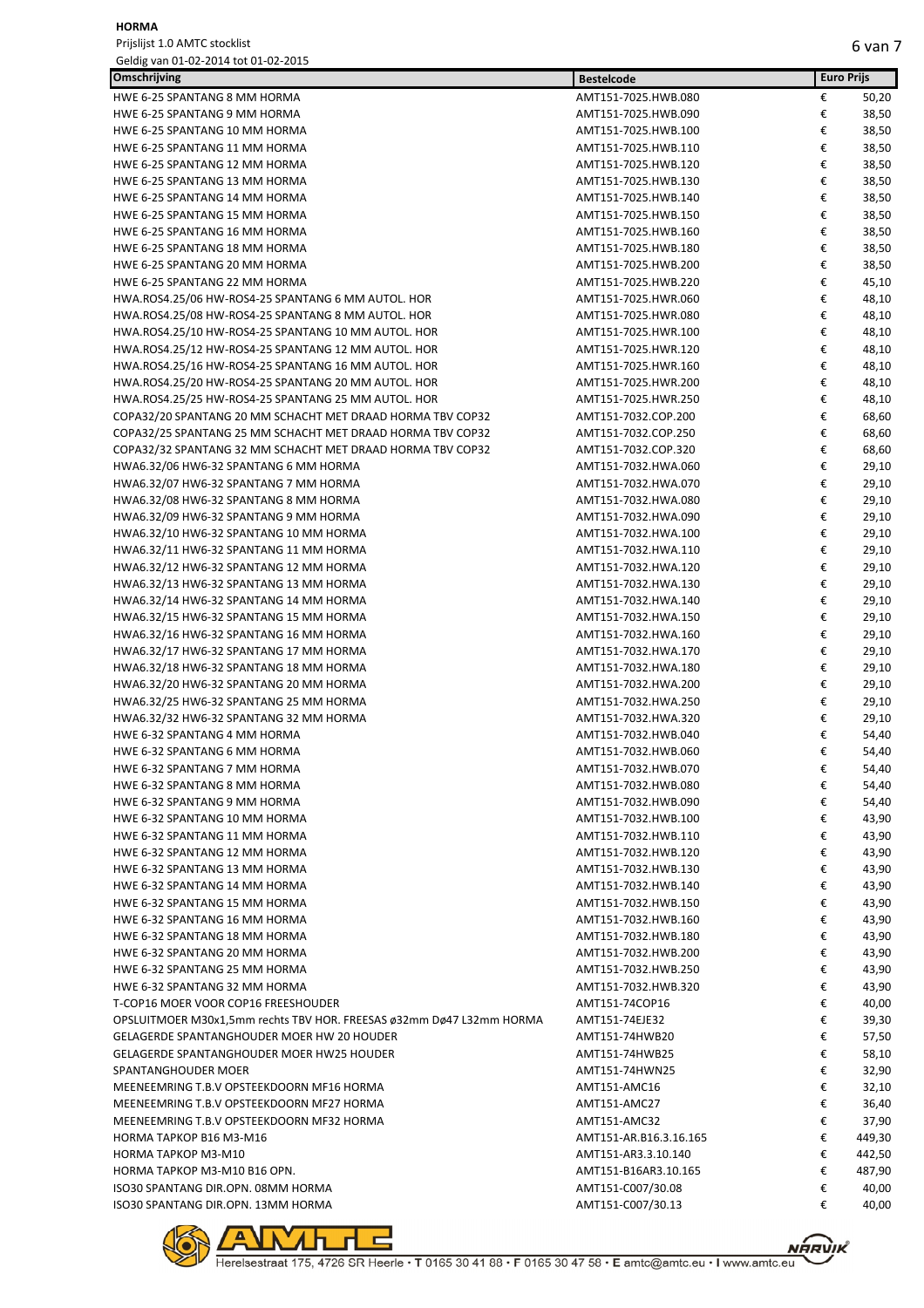**HORMA**

Prijslijst 1.0 AMTC stocklist

Geldig van 01-02-2014 tot 01-02-2015

| Omschrijving | Bestelcode | Euro Prijs | |
|---|---|---|---|
| HWE 6-25 SPANTANG 8 MM HORMA | AMT151-7025.HWB.080 | € | 50,20 |
| HWE 6-25 SPANTANG 9 MM HORMA | AMT151-7025.HWB.090 | € | 38,50 |
| HWE 6-25 SPANTANG 10 MM HORMA | AMT151-7025.HWB.100 | € | 38,50 |
| HWE 6-25 SPANTANG 11 MM HORMA | AMT151-7025.HWB.110 | € | 38,50 |
| HWE 6-25 SPANTANG 12 MM HORMA | AMT151-7025.HWB.120 | € | 38,50 |
| HWE 6-25 SPANTANG 13 MM HORMA | AMT151-7025.HWB.130 | € | 38,50 |
| HWE 6-25 SPANTANG 14 MM HORMA | AMT151-7025.HWB.140 | € | 38,50 |
| HWE 6-25 SPANTANG 15 MM HORMA | AMT151-7025.HWB.150 | € | 38,50 |
| HWE 6-25 SPANTANG 16 MM HORMA | AMT151-7025.HWB.160 | € | 38,50 |
| HWE 6-25 SPANTANG 18 MM HORMA | AMT151-7025.HWB.180 | € | 38,50 |
| HWE 6-25 SPANTANG 20 MM HORMA | AMT151-7025.HWB.200 | € | 38,50 |
| HWE 6-25 SPANTANG 22 MM HORMA | AMT151-7025.HWB.220 | € | 45,10 |
| HWA.ROS4.25/06 HW-ROS4-25 SPANTANG 6 MM AUTOL. HOR | AMT151-7025.HWR.060 | € | 48,10 |
| HWA.ROS4.25/08 HW-ROS4-25 SPANTANG 8 MM AUTOL. HOR | AMT151-7025.HWR.080 | € | 48,10 |
| HWA.ROS4.25/10 HW-ROS4-25 SPANTANG 10 MM AUTOL. HOR | AMT151-7025.HWR.100 | € | 48,10 |
| HWA.ROS4.25/12 HW-ROS4-25 SPANTANG 12 MM AUTOL. HOR | AMT151-7025.HWR.120 | € | 48,10 |
| HWA.ROS4.25/16 HW-ROS4-25 SPANTANG 16 MM AUTOL. HOR | AMT151-7025.HWR.160 | € | 48,10 |
| HWA.ROS4.25/20 HW-ROS4-25 SPANTANG 20 MM AUTOL. HOR | AMT151-7025.HWR.200 | € | 48,10 |
| HWA.ROS4.25/25 HW-ROS4-25 SPANTANG 25 MM AUTOL. HOR | AMT151-7025.HWR.250 | € | 48,10 |
| COPA32/20 SPANTANG 20 MM SCHACHT MET DRAAD HORMA TBV COP32 | AMT151-7032.COP.200 | € | 68,60 |
| COPA32/25 SPANTANG 25 MM SCHACHT MET DRAAD HORMA TBV COP32 | AMT151-7032.COP.250 | € | 68,60 |
| COPA32/32 SPANTANG 32 MM SCHACHT MET DRAAD HORMA TBV COP32 | AMT151-7032.COP.320 | € | 68,60 |
| HWA6.32/06 HW6-32 SPANTANG 6 MM HORMA | AMT151-7032.HWA.060 | € | 29,10 |
| HWA6.32/07 HW6-32 SPANTANG 7 MM HORMA | AMT151-7032.HWA.070 | € | 29,10 |
| HWA6.32/08 HW6-32 SPANTANG 8 MM HORMA | AMT151-7032.HWA.080 | € | 29,10 |
| HWA6.32/09 HW6-32 SPANTANG 9 MM HORMA | AMT151-7032.HWA.090 | € | 29,10 |
| HWA6.32/10 HW6-32 SPANTANG 10 MM HORMA | AMT151-7032.HWA.100 | € | 29,10 |
| HWA6.32/11 HW6-32 SPANTANG 11 MM HORMA | AMT151-7032.HWA.110 | € | 29,10 |
| HWA6.32/12 HW6-32 SPANTANG 12 MM HORMA | AMT151-7032.HWA.120 | € | 29,10 |
| HWA6.32/13 HW6-32 SPANTANG 13 MM HORMA | AMT151-7032.HWA.130 | € | 29,10 |
| HWA6.32/14 HW6-32 SPANTANG 14 MM HORMA | AMT151-7032.HWA.140 | € | 29,10 |
| HWA6.32/15 HW6-32 SPANTANG 15 MM HORMA | AMT151-7032.HWA.150 | € | 29,10 |
| HWA6.32/16 HW6-32 SPANTANG 16 MM HORMA | AMT151-7032.HWA.160 | € | 29,10 |
| HWA6.32/17 HW6-32 SPANTANG 17 MM HORMA | AMT151-7032.HWA.170 | € | 29,10 |
| HWA6.32/18 HW6-32 SPANTANG 18 MM HORMA | AMT151-7032.HWA.180 | € | 29,10 |
| HWA6.32/20 HW6-32 SPANTANG 20 MM HORMA | AMT151-7032.HWA.200 | € | 29,10 |
| HWA6.32/25 HW6-32 SPANTANG 25 MM HORMA | AMT151-7032.HWA.250 | € | 29,10 |
| HWA6.32/32 HW6-32 SPANTANG 32 MM HORMA | AMT151-7032.HWA.320 | € | 29,10 |
| HWE 6-32 SPANTANG 4 MM HORMA | AMT151-7032.HWB.040 | € | 54,40 |
| HWE 6-32 SPANTANG 6 MM HORMA | AMT151-7032.HWB.060 | € | 54,40 |
| HWE 6-32 SPANTANG 7 MM HORMA | AMT151-7032.HWB.070 | € | 54,40 |
| HWE 6-32 SPANTANG 8 MM HORMA | AMT151-7032.HWB.080 | € | 54,40 |
| HWE 6-32 SPANTANG 9 MM HORMA | AMT151-7032.HWB.090 | € | 54,40 |
| HWE 6-32 SPANTANG 10 MM HORMA | AMT151-7032.HWB.100 | € | 43,90 |
| HWE 6-32 SPANTANG 11 MM HORMA | AMT151-7032.HWB.110 | € | 43,90 |
| HWE 6-32 SPANTANG 12 MM HORMA | AMT151-7032.HWB.120 | € | 43,90 |
| HWE 6-32 SPANTANG 13 MM HORMA | AMT151-7032.HWB.130 | € | 43,90 |
| HWE 6-32 SPANTANG 14 MM HORMA | AMT151-7032.HWB.140 | € | 43,90 |
| HWE 6-32 SPANTANG 15 MM HORMA | AMT151-7032.HWB.150 | € | 43,90 |
| HWE 6-32 SPANTANG 16 MM HORMA | AMT151-7032.HWB.160 | € | 43,90 |
| HWE 6-32 SPANTANG 18 MM HORMA | AMT151-7032.HWB.180 | € | 43,90 |
| HWE 6-32 SPANTANG 20 MM HORMA | AMT151-7032.HWB.200 | € | 43,90 |
| HWE 6-32 SPANTANG 25 MM HORMA | AMT151-7032.HWB.250 | € | 43,90 |
| HWE 6-32 SPANTANG 32 MM HORMA | AMT151-7032.HWB.320 | € | 43,90 |
| T-COP16 MOER VOOR COP16 FREESHOUDER | AMT151-74COP16 | € | 40,00 |
| OPSLUITMOER M30x1,5mm rechts TBV HOR. FREESAS ø32mm Dø47 L32mm HORMA | AMT151-74EJE32 | € | 39,30 |
| GELAGERDE SPANTANGHOUDER MOER HW 20 HOUDER | AMT151-74HWB20 | € | 57,50 |
| GELAGERDE SPANTANGHOUDER MOER HW25 HOUDER | AMT151-74HWB25 | € | 58,10 |
| SPANTANGHOUDER MOER | AMT151-74HWN25 | € | 32,90 |
| MEENEEMRING T.B.V OPSTEEKDOORN MF16 HORMA | AMT151-AMC16 | € | 32,10 |
| MEENEEMRING T.B.V OPSTEEKDOORN MF27 HORMA | AMT151-AMC27 | € | 36,40 |
| MEENEEMRING T.B.V OPSTEEKDOORN MF32 HORMA | AMT151-AMC32 | € | 37,90 |
| HORMA TAPKOP B16 M3-M16 | AMT151-AR.B16.3.16.165 | € | 449,30 |
| HORMA TAPKOP M3-M10 | AMT151-AR3.3.10.140 | € | 442,50 |
| HORMA TAPKOP M3-M10 B16 OPN. | AMT151-B16AR3.10.165 | € | 487,90 |
| ISO30 SPANTANG DIR.OPN. 08MM HORMA | AMT151-C007/30.08 | € | 40,00 |
| ISO30 SPANTANG DIR.OPN. 13MM HORMA | AMT151-C007/30.13 | € | 40,00 |

Herelsestraat 175, 4726 SR Heerle • T 0165 30 41 88 • F 0165 30 47 58 • E amtc@amtc.eu • I www.amtc.eu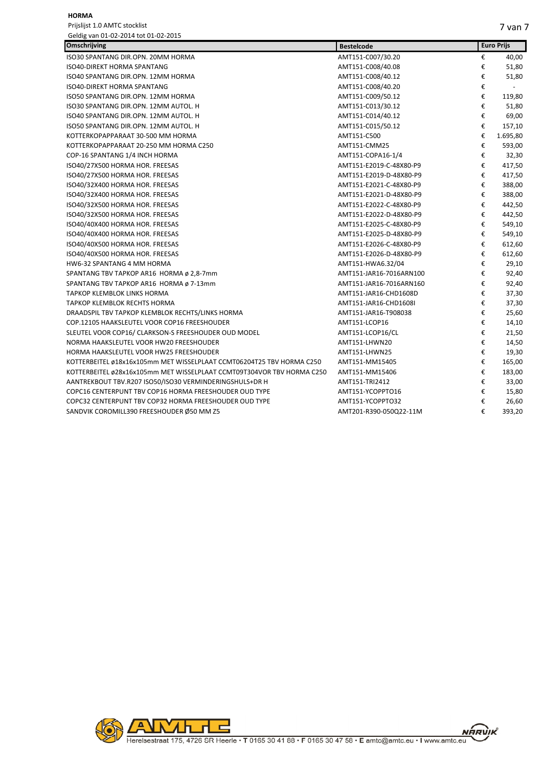**HORMA**

Prijslijst 1.0 AMTC stocklist

Geldig van 01-02-2014 tot 01-02-2015

| Omschrijving | Bestelcode | Euro Prijs | |
|---|---|---|---|
| ISO30 SPANTANG DIR.OPN. 20MM HORMA | AMT151-C007/30.20 | € | 40,00 |
| ISO40-DIREKT HORMA SPANTANG | AMT151-C008/40.08 | € | 51,80 |
| ISO40 SPANTANG DIR.OPN. 12MM HORMA | AMT151-C008/40.12 | € | 51,80 |
| ISO40-DIREKT HORMA SPANTANG | AMT151-C008/40.20 | € | - |
| ISO50 SPANTANG DIR.OPN. 12MM HORMA | AMT151-C009/50.12 | € | 119,80 |
| ISO30 SPANTANG DIR.OPN. 12MM AUTOL. H | AMT151-C013/30.12 | € | 51,80 |
| ISO40 SPANTANG DIR.OPN. 12MM AUTOL. H | AMT151-C014/40.12 | € | 69,00 |
| ISO50 SPANTANG DIR.OPN. 12MM AUTOL. H | AMT151-C015/50.12 | € | 157,10 |
| KOTTERKOPAPPARAAT 30-500 MM HORMA | AMT151-C500 | € | 1.695,80 |
| KOTTERKOPAPPARAAT 20-250 MM HORMA C250 | AMT151-CMM25 | € | 593,00 |
| COP-16 SPANTANG 1/4 INCH HORMA | AMT151-COPA16-1/4 | € | 32,30 |
| ISO40/27X500 HORMA HOR. FREESAS | AMT151-E2019-C-48X80-P9 | € | 417,50 |
| ISO40/27X500 HORMA HOR. FREESAS | AMT151-E2019-D-48X80-P9 | € | 417,50 |
| ISO40/32X400 HORMA HOR. FREESAS | AMT151-E2021-C-48X80-P9 | € | 388,00 |
| ISO40/32X400 HORMA HOR. FREESAS | AMT151-E2021-D-48X80-P9 | € | 388,00 |
| ISO40/32X500 HORMA HOR. FREESAS | AMT151-E2022-C-48X80-P9 | € | 442,50 |
| ISO40/32X500 HORMA HOR. FREESAS | AMT151-E2022-D-48X80-P9 | € | 442,50 |
| ISO40/40X400 HORMA HOR. FREESAS | AMT151-E2025-C-48X80-P9 | € | 549,10 |
| ISO40/40X400 HORMA HOR. FREESAS | AMT151-E2025-D-48X80-P9 | € | 549,10 |
| ISO40/40X500 HORMA HOR. FREESAS | AMT151-E2026-C-48X80-P9 | € | 612,60 |
| ISO40/40X500 HORMA HOR. FREESAS | AMT151-E2026-D-48X80-P9 | € | 612,60 |
| HW6-32 SPANTANG 4 MM HORMA | AMT151-HWA6.32/04 | € | 29,10 |
| SPANTANG TBV TAPKOP AR16 HORMA ø 2,8-7mm | AMT151-JAR16-7016ARN100 | € | 92,40 |
| SPANTANG TBV TAPKOP AR16 HORMA ø 7-13mm | AMT151-JAR16-7016ARN160 | € | 92,40 |
| TAPKOP KLEMBLOK LINKS HORMA | AMT151-JAR16-CHD1608D | € | 37,30 |
| TAPKOP KLEMBLOK RECHTS HORMA | AMT151-JAR16-CHD1608I | € | 37,30 |
| DRAADSPIL TBV TAPKOP KLEMBLOK RECHTS/LINKS HORMA | AMT151-JAR16-T908038 | € | 25,60 |
| COP.12105 HAAKSLEUTEL VOOR COP16 FREESHOUDER | AMT151-LCOP16 | € | 14,10 |
| SLEUTEL VOOR COP16/ CLARKSON-S FREESHOUDER OUD MODEL | AMT151-LCOP16/CL | € | 21,50 |
| NORMA HAAKSLEUTEL VOOR HW20 FREESHOUDER | AMT151-LHWN20 | € | 14,50 |
| HORMA HAAKSLEUTEL VOOR HW25 FREESHOUDER | AMT151-LHWN25 | € | 19,30 |
| KOTTERBEITEL ø18x16x105mm MET WISSELPLAAT CCMT06204T25 TBV HORMA C250 | AMT151-MM15405 | € | 165,00 |
| KOTTERBEITEL ø28x16x105mm MET WISSELPLAAT CCMT09T304VOR TBV HORMA C250 | AMT151-MM15406 | € | 183,00 |
| AANTREKBOUT TBV.R207 ISO50/ISO30 VERMINDERINGSHULS+DR H | AMT151-TRI2412 | € | 33,00 |
| COPC16 CENTERPUNT TBV COP16 HORMA FREESHOUDER OUD TYPE | AMT151-YCOPPTO16 | € | 15,80 |
| COPC32 CENTERPUNT TBV COP32 HORMA FREESHOUDER OUD TYPE | AMT151-YCOPPTO32 | € | 26,60 |
| SANDVIK COROMILL390 FREESHOUDER Ø50 MM Z5 | AMT201-R390-050Q22-11M | € | 393,20 |

AMTC

Herelsestraat 175, 4726 SR Heerle • T 0165 30 41 88 • F 0165 30 47 58 • E amtc@amtc.eu • I www.amtc.eu

NARVIK